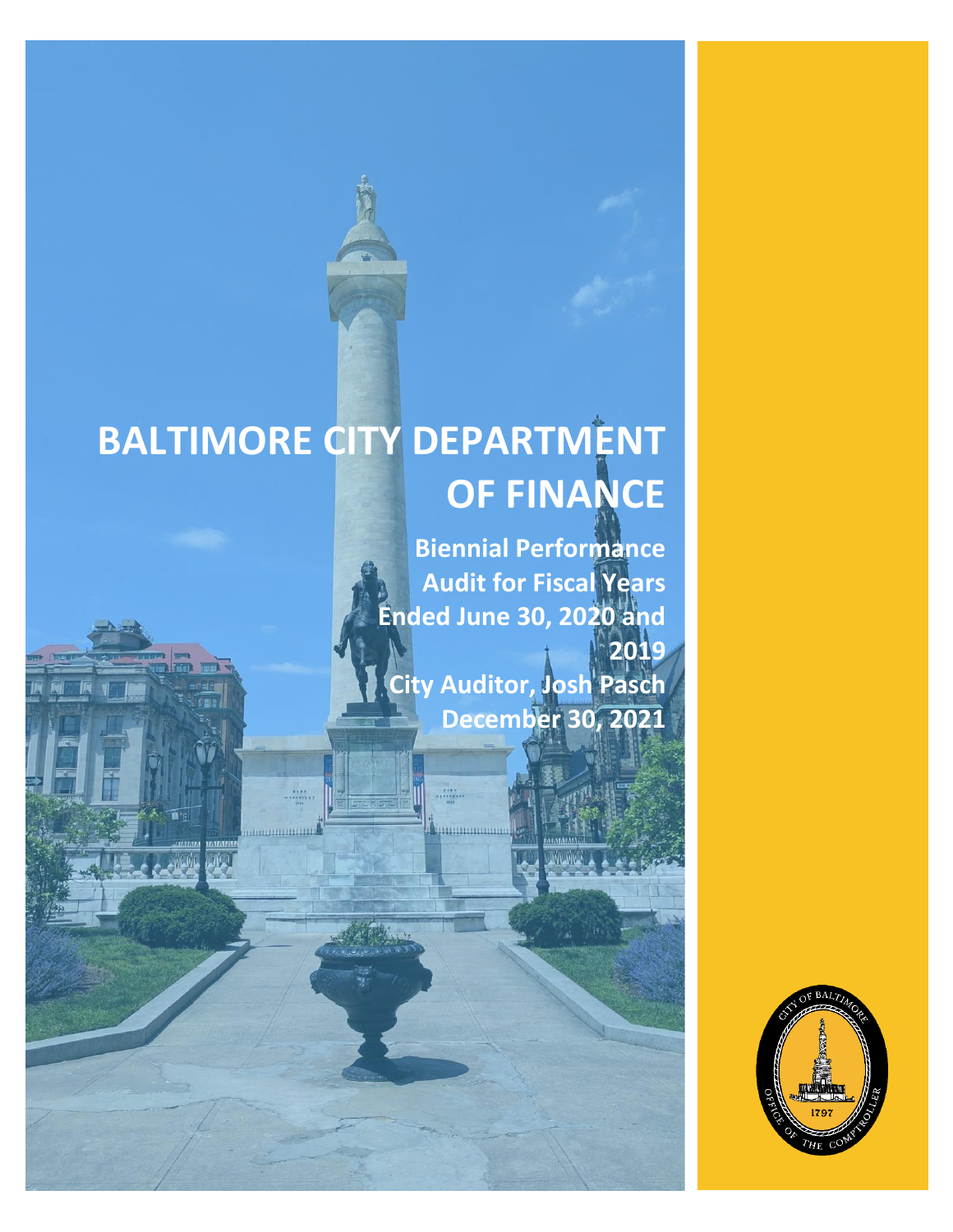# BALTIMORE CITY DEPARTMENT OF FINANCE

**Biennial Performance Audit for Fiscal Years Ended June 30, 2020 and 2019**

**City Auditor, Josh Pasch**

**December 30, 2021**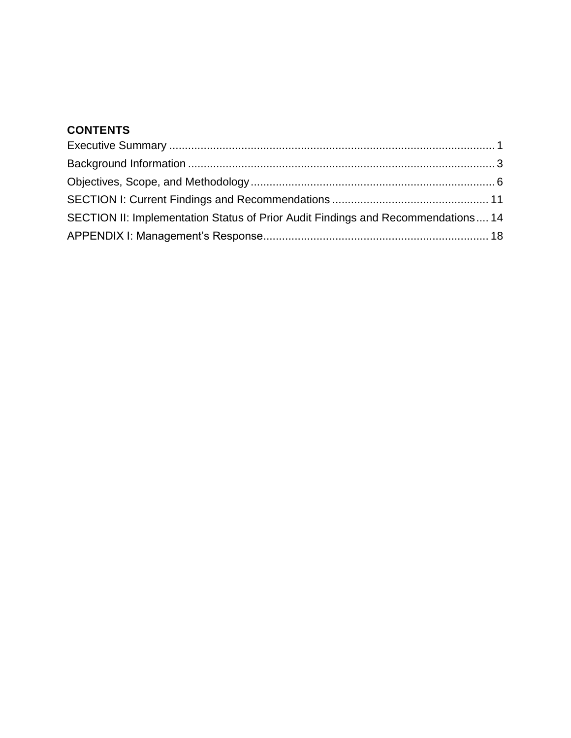**CONTENTS**

Executive Summary .......................................................................................................... 1

Background Information ................................................................................................... 3

Objectives, Scope, and Methodology ............................................................................... 6

SECTION I: Current Findings and Recommendations .................................................. 11

SECTION II: Implementation Status of Prior Audit Findings and Recommendations .... 14

APPENDIX I: Management's Response ........................................................................ 18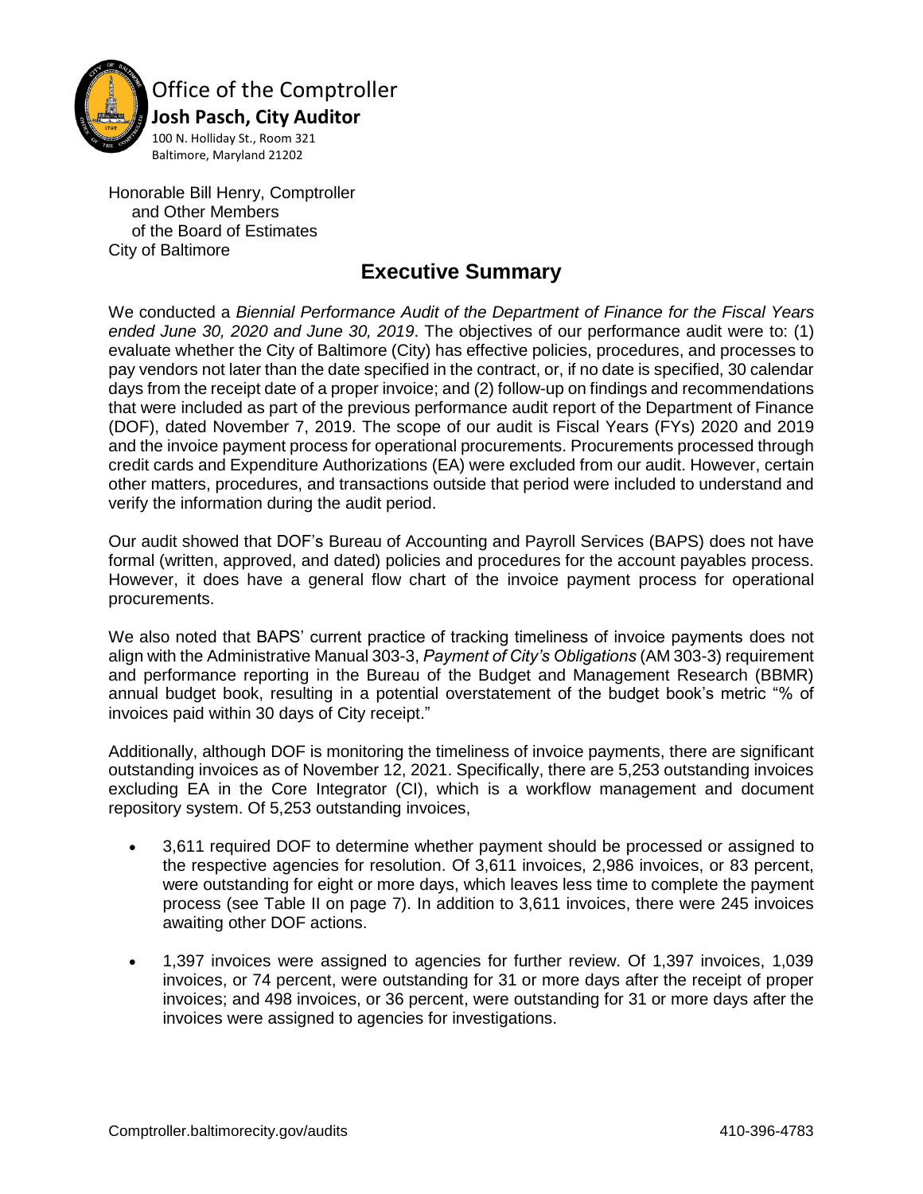Office of the Comptroller
**Josh Pasch, City Auditor**
100 N. Holliday St., Room 321
Baltimore, Maryland 21202

Honorable Bill Henry, Comptroller
and Other Members
of the Board of Estimates
City of Baltimore

# Executive Summary

We conducted a *Biennial Performance Audit of the Department of Finance for the Fiscal Years ended June 30, 2020 and June 30, 2019*. The objectives of our performance audit were to: (1) evaluate whether the City of Baltimore (City) has effective policies, procedures, and processes to pay vendors not later than the date specified in the contract, or, if no date is specified, 30 calendar days from the receipt date of a proper invoice; and (2) follow-up on findings and recommendations that were included as part of the previous performance audit report of the Department of Finance (DOF), dated November 7, 2019. The scope of our audit is Fiscal Years (FYs) 2020 and 2019 and the invoice payment process for operational procurements. Procurements processed through credit cards and Expenditure Authorizations (EA) were excluded from our audit. However, certain other matters, procedures, and transactions outside that period were included to understand and verify the information during the audit period.

Our audit showed that DOF's Bureau of Accounting and Payroll Services (BAPS) does not have formal (written, approved, and dated) policies and procedures for the account payables process. However, it does have a general flow chart of the invoice payment process for operational procurements.

We also noted that BAPS' current practice of tracking timeliness of invoice payments does not align with the Administrative Manual 303-3, *Payment of City's Obligations* (AM 303-3) requirement and performance reporting in the Bureau of the Budget and Management Research (BBMR) annual budget book, resulting in a potential overstatement of the budget book's metric "% of invoices paid within 30 days of City receipt."

Additionally, although DOF is monitoring the timeliness of invoice payments, there are significant outstanding invoices as of November 12, 2021. Specifically, there are 5,253 outstanding invoices excluding EA in the Core Integrator (CI), which is a workflow management and document repository system. Of 5,253 outstanding invoices,

- 3,611 required DOF to determine whether payment should be processed or assigned to the respective agencies for resolution. Of 3,611 invoices, 2,986 invoices, or 83 percent, were outstanding for eight or more days, which leaves less time to complete the payment process (see Table II on page 7). In addition to 3,611 invoices, there were 245 invoices awaiting other DOF actions.
- 1,397 invoices were assigned to agencies for further review. Of 1,397 invoices, 1,039 invoices, or 74 percent, were outstanding for 31 or more days after the receipt of proper invoices; and 498 invoices, or 36 percent, were outstanding for 31 or more days after the invoices were assigned to agencies for investigations.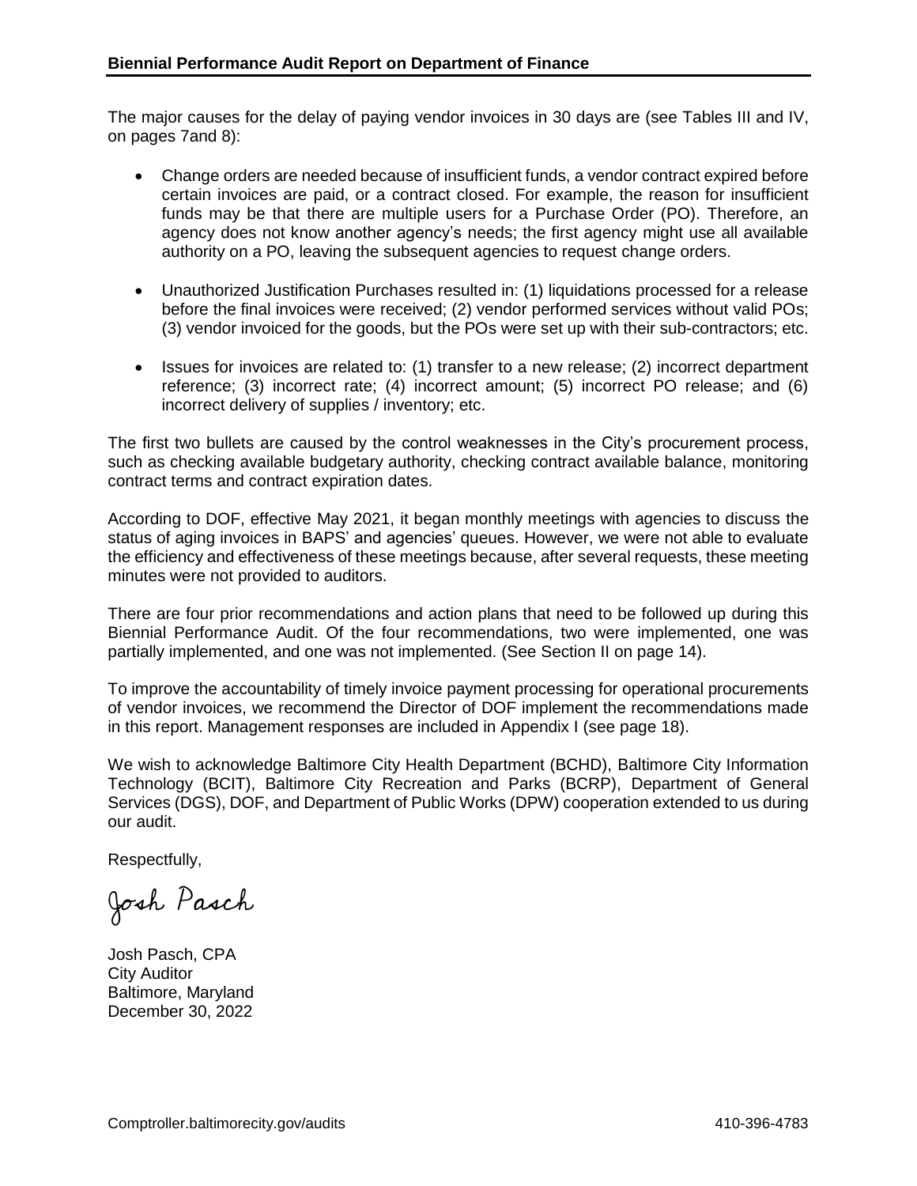The major causes for the delay of paying vendor invoices in 30 days are (see Tables III and IV, on pages 7and 8):

- Change orders are needed because of insufficient funds, a vendor contract expired before certain invoices are paid, or a contract closed. For example, the reason for insufficient funds may be that there are multiple users for a Purchase Order (PO). Therefore, an agency does not know another agency's needs; the first agency might use all available authority on a PO, leaving the subsequent agencies to request change orders.
- Unauthorized Justification Purchases resulted in: (1) liquidations processed for a release before the final invoices were received; (2) vendor performed services without valid POs; (3) vendor invoiced for the goods, but the POs were set up with their sub-contractors; etc.
- Issues for invoices are related to: (1) transfer to a new release; (2) incorrect department reference; (3) incorrect rate; (4) incorrect amount; (5) incorrect PO release; and (6) incorrect delivery of supplies / inventory; etc.

The first two bullets are caused by the control weaknesses in the City's procurement process, such as checking available budgetary authority, checking contract available balance, monitoring contract terms and contract expiration dates.

According to DOF, effective May 2021, it began monthly meetings with agencies to discuss the status of aging invoices in BAPS' and agencies' queues. However, we were not able to evaluate the efficiency and effectiveness of these meetings because, after several requests, these meeting minutes were not provided to auditors.

There are four prior recommendations and action plans that need to be followed up during this Biennial Performance Audit. Of the four recommendations, two were implemented, one was partially implemented, and one was not implemented. (See Section II on page 14).

To improve the accountability of timely invoice payment processing for operational procurements of vendor invoices, we recommend the Director of DOF implement the recommendations made in this report. Management responses are included in Appendix I (see page 18).

We wish to acknowledge Baltimore City Health Department (BCHD), Baltimore City Information Technology (BCIT), Baltimore City Recreation and Parks (BCRP), Department of General Services (DGS), DOF, and Department of Public Works (DPW) cooperation extended to us during our audit.

Respectfully,

Josh Pasch

Josh Pasch, CPA
City Auditor
Baltimore, Maryland
December 30, 2022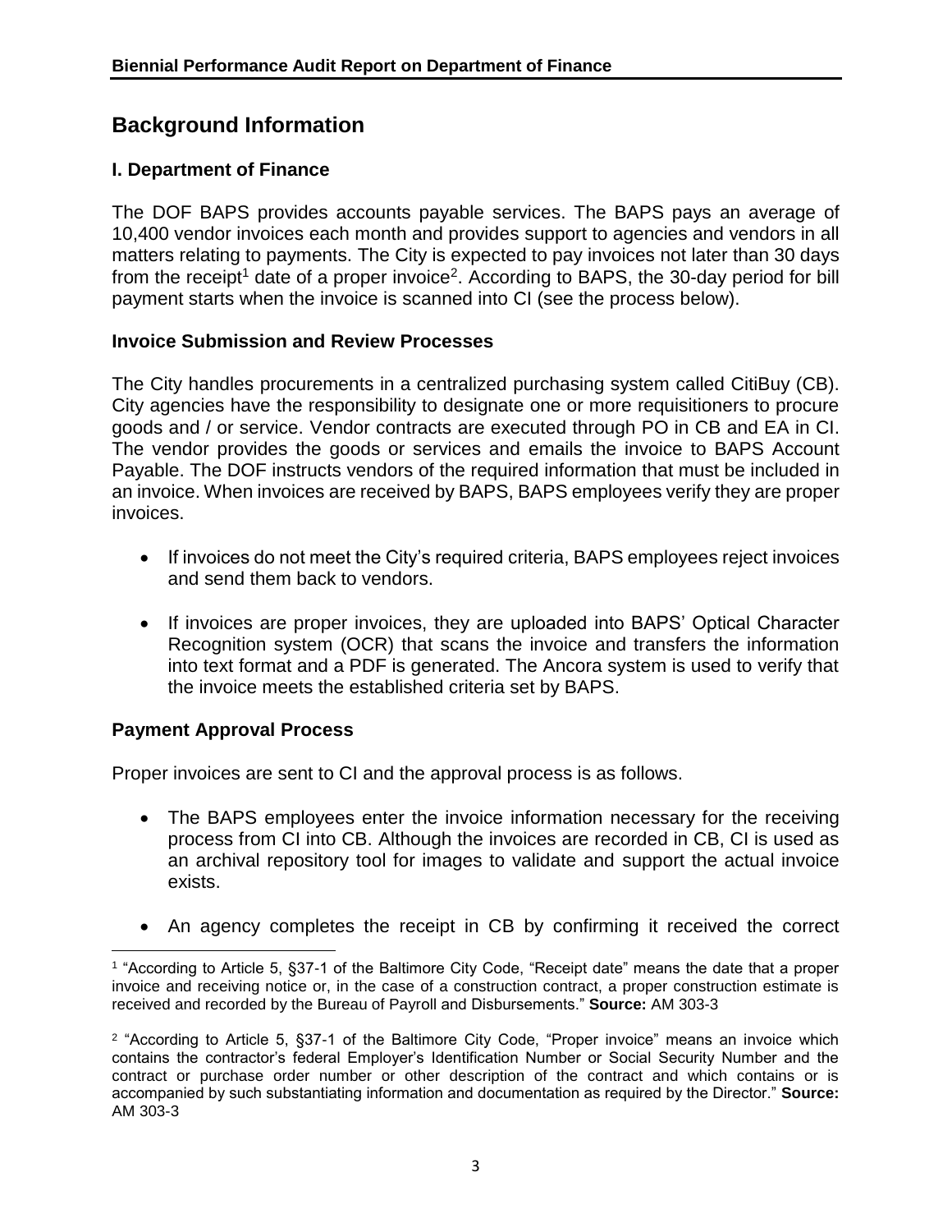## Background Information

### I. Department of Finance

The DOF BAPS provides accounts payable services. The BAPS pays an average of 10,400 vendor invoices each month and provides support to agencies and vendors in all matters relating to payments. The City is expected to pay invoices not later than 30 days from the receipt[1] date of a proper invoice[2]. According to BAPS, the 30-day period for bill payment starts when the invoice is scanned into CI (see the process below).

### Invoice Submission and Review Processes

The City handles procurements in a centralized purchasing system called CitiBuy (CB). City agencies have the responsibility to designate one or more requisitioners to procure goods and / or service. Vendor contracts are executed through PO in CB and EA in CI. The vendor provides the goods or services and emails the invoice to BAPS Account Payable. The DOF instructs vendors of the required information that must be included in an invoice. When invoices are received by BAPS, BAPS employees verify they are proper invoices.

- If invoices do not meet the City's required criteria, BAPS employees reject invoices and send them back to vendors.
- If invoices are proper invoices, they are uploaded into BAPS' Optical Character Recognition system (OCR) that scans the invoice and transfers the information into text format and a PDF is generated. The Ancora system is used to verify that the invoice meets the established criteria set by BAPS.

### Payment Approval Process

Proper invoices are sent to CI and the approval process is as follows.

- The BAPS employees enter the invoice information necessary for the receiving process from CI into CB. Although the invoices are recorded in CB, CI is used as an archival repository tool for images to validate and support the actual invoice exists.
- An agency completes the receipt in CB by confirming it received the correct

---

[1] "According to Article 5, §37-1 of the Baltimore City Code, "Receipt date" means the date that a proper invoice and receiving notice or, in the case of a construction contract, a proper construction estimate is received and recorded by the Bureau of Payroll and Disbursements." **Source:** AM 303-3

[2] "According to Article 5, §37-1 of the Baltimore City Code, "Proper invoice" means an invoice which contains the contractor's federal Employer's Identification Number or Social Security Number and the contract or purchase order number or other description of the contract and which contains or is accompanied by such substantiating information and documentation as required by the Director." **Source:** AM 303-3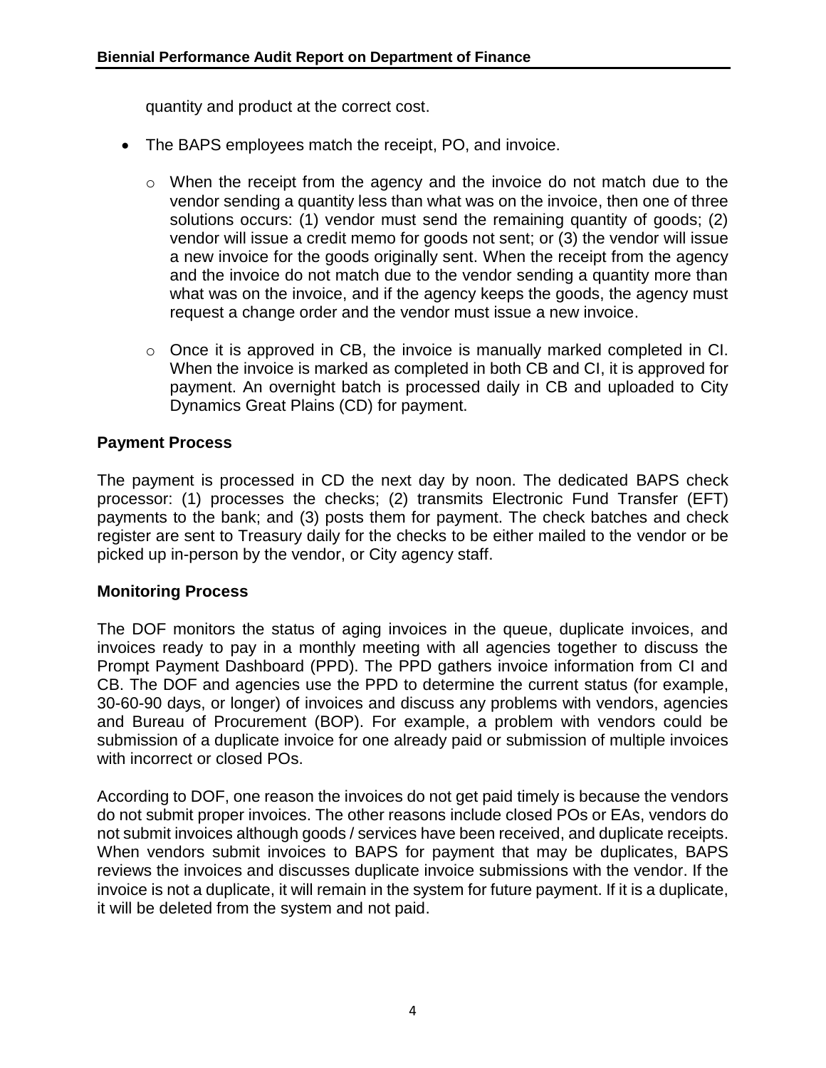quantity and product at the correct cost.

- The BAPS employees match the receipt, PO, and invoice.
  - When the receipt from the agency and the invoice do not match due to the vendor sending a quantity less than what was on the invoice, then one of three solutions occurs: (1) vendor must send the remaining quantity of goods; (2) vendor will issue a credit memo for goods not sent; or (3) the vendor will issue a new invoice for the goods originally sent. When the receipt from the agency and the invoice do not match due to the vendor sending a quantity more than what was on the invoice, and if the agency keeps the goods, the agency must request a change order and the vendor must issue a new invoice.
  - Once it is approved in CB, the invoice is manually marked completed in CI. When the invoice is marked as completed in both CB and CI, it is approved for payment. An overnight batch is processed daily in CB and uploaded to City Dynamics Great Plains (CD) for payment.

### Payment Process

The payment is processed in CD the next day by noon. The dedicated BAPS check processor: (1) processes the checks; (2) transmits Electronic Fund Transfer (EFT) payments to the bank; and (3) posts them for payment. The check batches and check register are sent to Treasury daily for the checks to be either mailed to the vendor or be picked up in-person by the vendor, or City agency staff.

### Monitoring Process

The DOF monitors the status of aging invoices in the queue, duplicate invoices, and invoices ready to pay in a monthly meeting with all agencies together to discuss the Prompt Payment Dashboard (PPD). The PPD gathers invoice information from CI and CB. The DOF and agencies use the PPD to determine the current status (for example, 30-60-90 days, or longer) of invoices and discuss any problems with vendors, agencies and Bureau of Procurement (BOP). For example, a problem with vendors could be submission of a duplicate invoice for one already paid or submission of multiple invoices with incorrect or closed POs.

According to DOF, one reason the invoices do not get paid timely is because the vendors do not submit proper invoices. The other reasons include closed POs or EAs, vendors do not submit invoices although goods / services have been received, and duplicate receipts. When vendors submit invoices to BAPS for payment that may be duplicates, BAPS reviews the invoices and discusses duplicate invoice submissions with the vendor. If the invoice is not a duplicate, it will remain in the system for future payment. If it is a duplicate, it will be deleted from the system and not paid.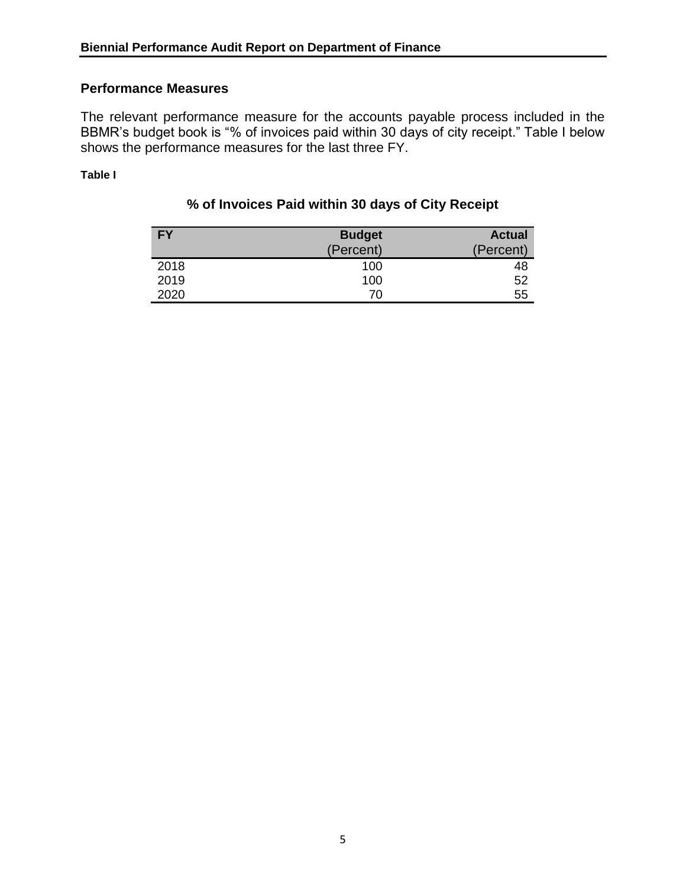## Performance Measures

The relevant performance measure for the accounts payable process included in the BBMR's budget book is "% of invoices paid within 30 days of city receipt." Table I below shows the performance measures for the last three FY.

**Table I**

### % of Invoices Paid within 30 days of City Receipt

| FY | Budget (Percent) | Actual (Percent) |
|---|---|---|
| 2018 | 100 | 48 |
| 2019 | 100 | 52 |
| 2020 | 70 | 55 |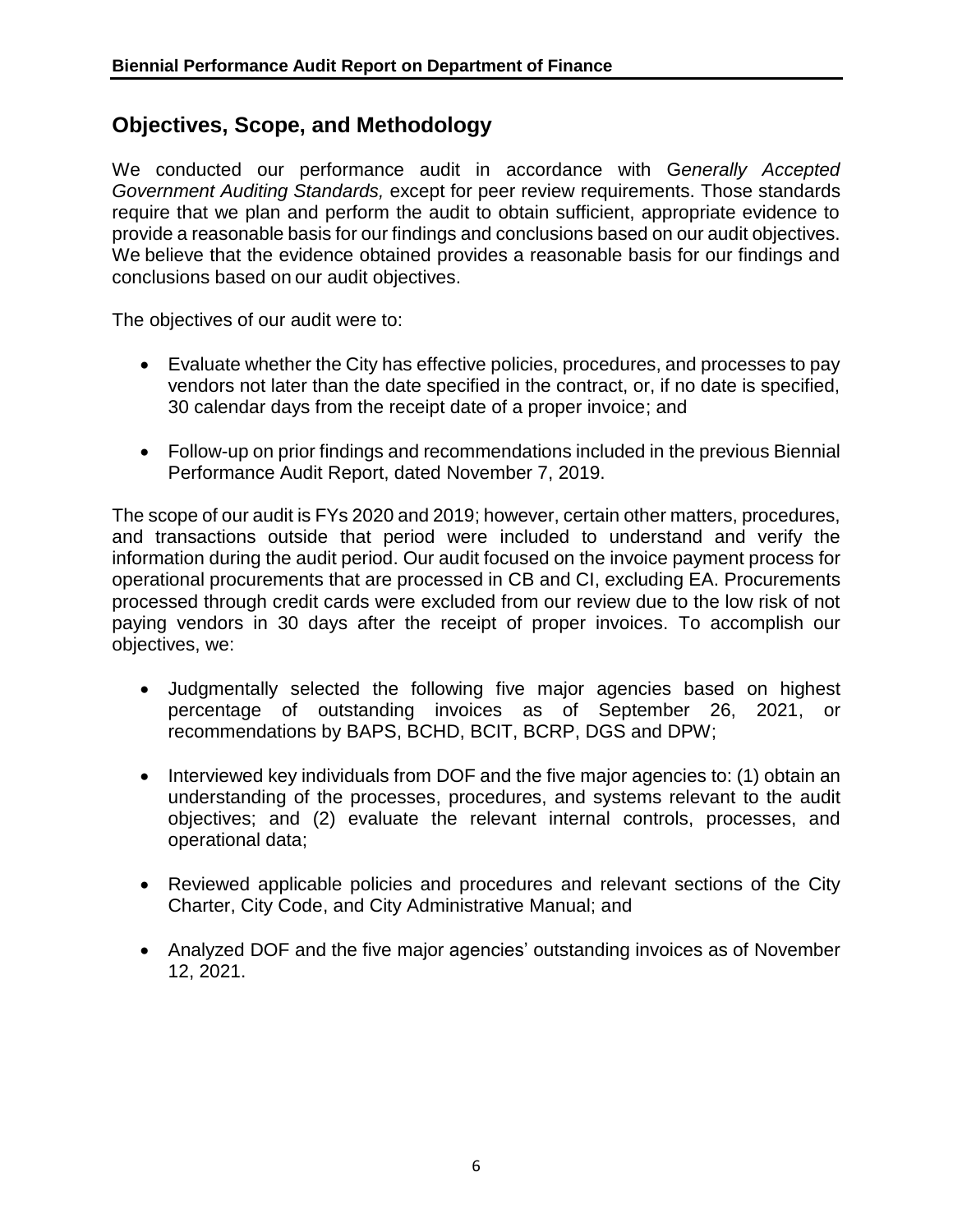## Objectives, Scope, and Methodology

We conducted our performance audit in accordance with *Generally Accepted Government Auditing Standards,* except for peer review requirements. Those standards require that we plan and perform the audit to obtain sufficient, appropriate evidence to provide a reasonable basis for our findings and conclusions based on our audit objectives. We believe that the evidence obtained provides a reasonable basis for our findings and conclusions based on our audit objectives.

The objectives of our audit were to:

- Evaluate whether the City has effective policies, procedures, and processes to pay vendors not later than the date specified in the contract, or, if no date is specified, 30 calendar days from the receipt date of a proper invoice; and
- Follow-up on prior findings and recommendations included in the previous Biennial Performance Audit Report, dated November 7, 2019.

The scope of our audit is FYs 2020 and 2019; however, certain other matters, procedures, and transactions outside that period were included to understand and verify the information during the audit period. Our audit focused on the invoice payment process for operational procurements that are processed in CB and CI, excluding EA. Procurements processed through credit cards were excluded from our review due to the low risk of not paying vendors in 30 days after the receipt of proper invoices. To accomplish our objectives, we:

- Judgmentally selected the following five major agencies based on highest percentage of outstanding invoices as of September 26, 2021, or recommendations by BAPS, BCHD, BCIT, BCRP, DGS and DPW;
- Interviewed key individuals from DOF and the five major agencies to: (1) obtain an understanding of the processes, procedures, and systems relevant to the audit objectives; and (2) evaluate the relevant internal controls, processes, and operational data;
- Reviewed applicable policies and procedures and relevant sections of the City Charter, City Code, and City Administrative Manual; and
- Analyzed DOF and the five major agencies' outstanding invoices as of November 12, 2021.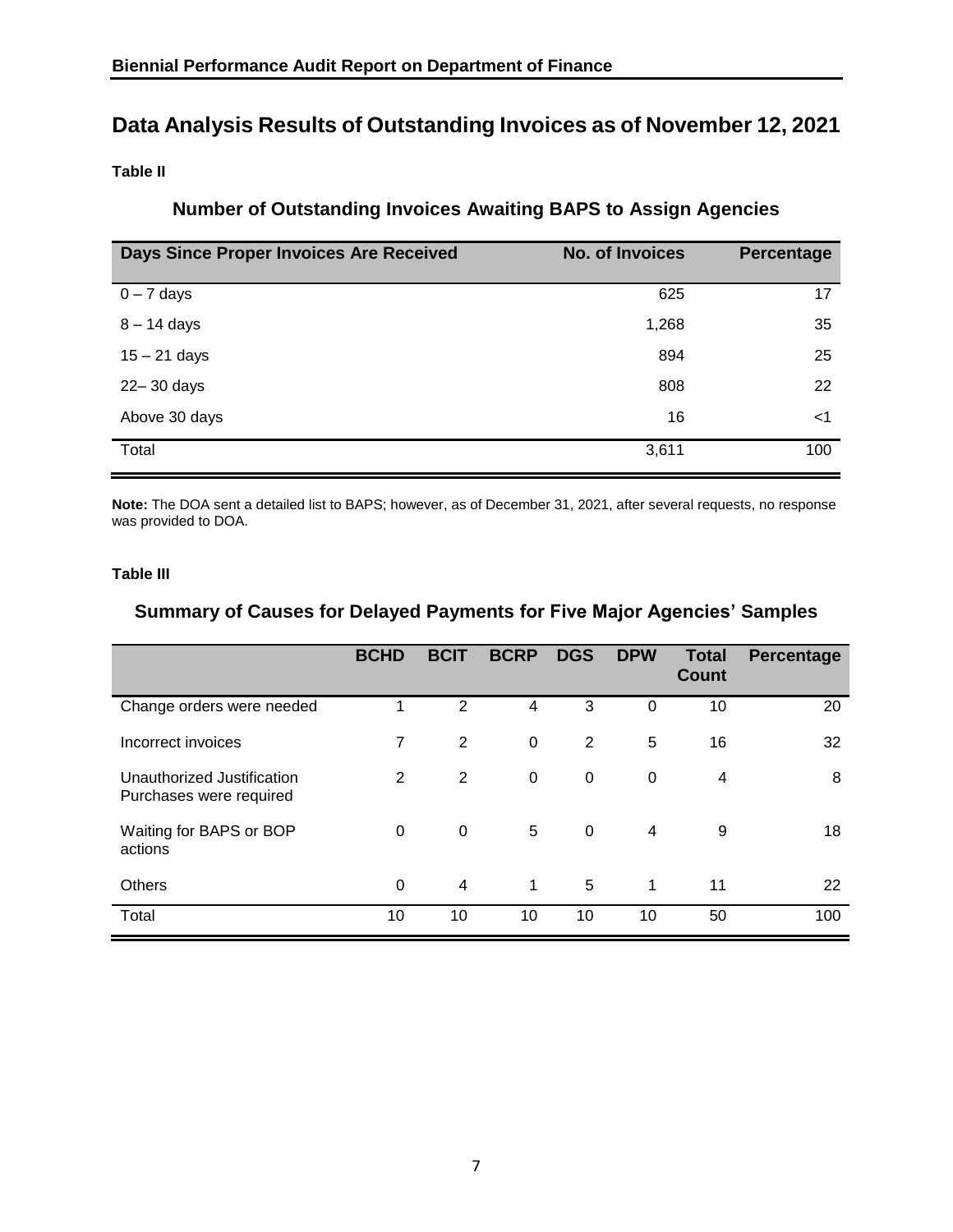## Data Analysis Results of Outstanding Invoices as of November 12, 2021

**Table II**

### Number of Outstanding Invoices Awaiting BAPS to Assign Agencies

| Days Since Proper Invoices Are Received | No. of Invoices | Percentage |
|---|---|---|
| 0 – 7 days | 625 | 17 |
| 8 – 14 days | 1,268 | 35 |
| 15 – 21 days | 894 | 25 |
| 22– 30 days | 808 | 22 |
| Above 30 days | 16 | <1 |
| Total | 3,611 | 100 |

**Note:** The DOA sent a detailed list to BAPS; however, as of December 31, 2021, after several requests, no response was provided to DOA.

**Table III**

### Summary of Causes for Delayed Payments for Five Major Agencies' Samples

| | BCHD | BCIT | BCRP | DGS | DPW | Total Count | Percentage |
|---|---|---|---|---|---|---|---|
| Change orders were needed | 1 | 2 | 4 | 3 | 0 | 10 | 20 |
| Incorrect invoices | 7 | 2 | 0 | 2 | 5 | 16 | 32 |
| Unauthorized Justification Purchases were required | 2 | 2 | 0 | 0 | 0 | 4 | 8 |
| Waiting for BAPS or BOP actions | 0 | 0 | 5 | 0 | 4 | 9 | 18 |
| Others | 0 | 4 | 1 | 5 | 1 | 11 | 22 |
| Total | 10 | 10 | 10 | 10 | 10 | 50 | 100 |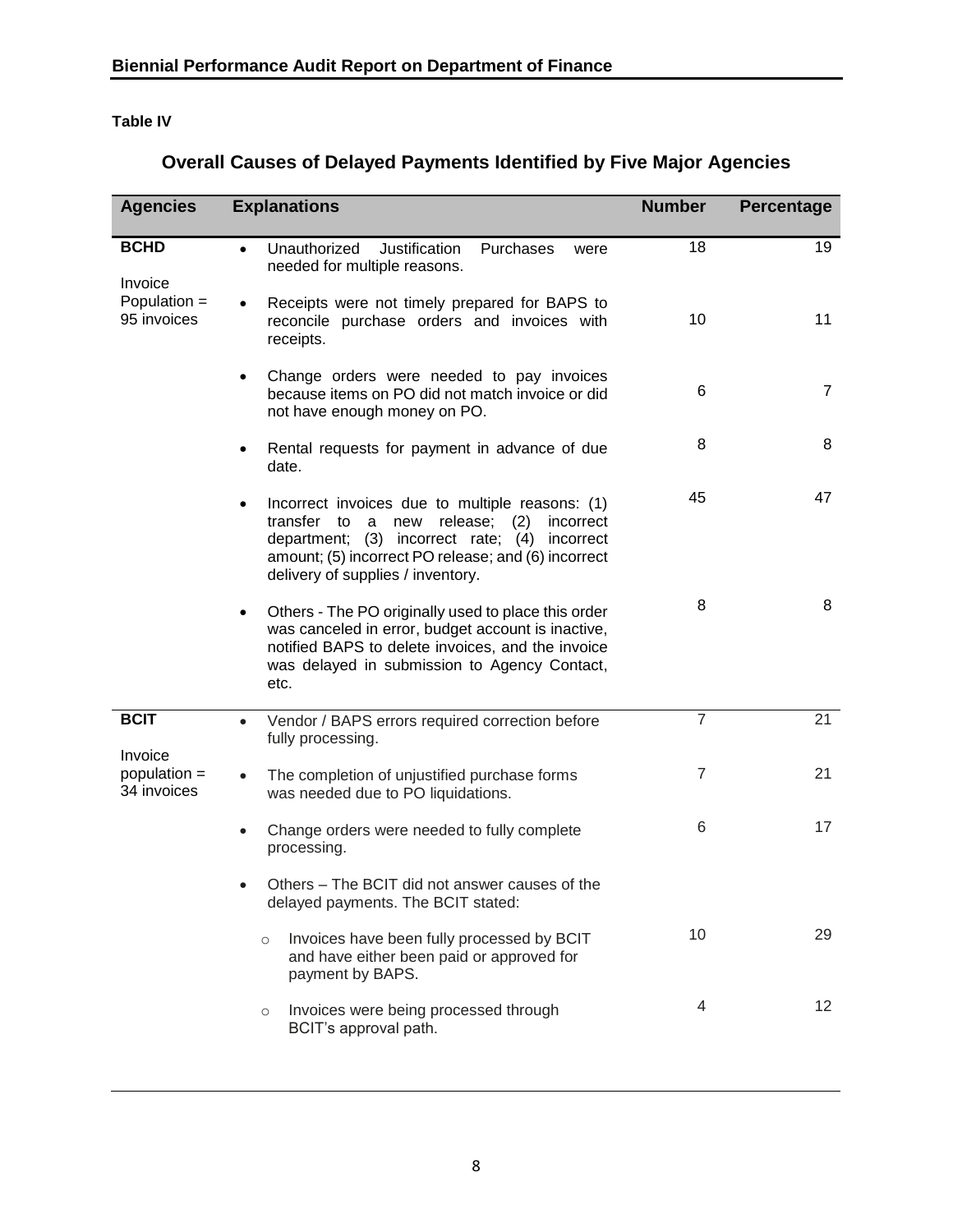**Table IV**

## Overall Causes of Delayed Payments Identified by Five Major Agencies

| Agencies | Explanations | Number | Percentage |
|---|---|---|---|
| **BCHD**<br><br>Invoice Population = 95 invoices | • Unauthorized Justification Purchases were needed for multiple reasons. | 18 | 19 |
| | • Receipts were not timely prepared for BAPS to reconcile purchase orders and invoices with receipts. | 10 | 11 |
| | • Change orders were needed to pay invoices because items on PO did not match invoice or did not have enough money on PO. | 6 | 7 |
| | • Rental requests for payment in advance of due date. | 8 | 8 |
| | • Incorrect invoices due to multiple reasons: (1) transfer to a new release; (2) incorrect department; (3) incorrect rate; (4) incorrect amount; (5) incorrect PO release; and (6) incorrect delivery of supplies / inventory. | 45 | 47 |
| | • Others - The PO originally used to place this order was canceled in error, budget account is inactive, notified BAPS to delete invoices, and the invoice was delayed in submission to Agency Contact, etc. | 8 | 8 |
| **BCIT**<br><br>Invoice population = 34 invoices | • Vendor / BAPS errors required correction before fully processing. | 7 | 21 |
| | • The completion of unjustified purchase forms was needed due to PO liquidations. | 7 | 21 |
| | • Change orders were needed to fully complete processing. | 6 | 17 |
| | • Others – The BCIT did not answer causes of the delayed payments. The BCIT stated: | | |
| | ○ Invoices have been fully processed by BCIT and have either been paid or approved for payment by BAPS. | 10 | 29 |
| | ○ Invoices were being processed through BCIT's approval path. | 4 | 12 |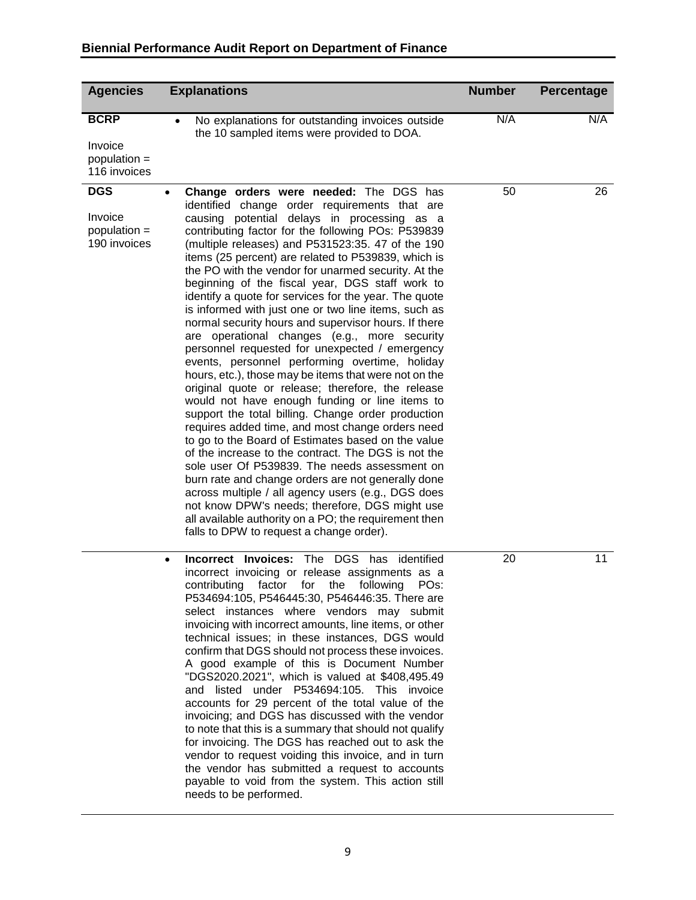| Agencies | Explanations | Number | Percentage |
|---|---|---|---|
| **BCRP**<br><br>Invoice population = 116 invoices | • No explanations for outstanding invoices outside the 10 sampled items were provided to DOA. | N/A | N/A |
| **DGS**<br><br>Invoice population = 190 invoices | • **Change orders were needed:** The DGS has identified change order requirements that are causing potential delays in processing as a contributing factor for the following POs: P539839 (multiple releases) and P531523:35. 47 of the 190 items (25 percent) are related to P539839, which is the PO with the vendor for unarmed security. At the beginning of the fiscal year, DGS staff work to identify a quote for services for the year. The quote is informed with just one or two line items, such as normal security hours and supervisor hours. If there are operational changes (e.g., more security personnel requested for unexpected / emergency events, personnel performing overtime, holiday hours, etc.), those may be items that were not on the original quote or release; therefore, the release would not have enough funding or line items to support the total billing. Change order production requires added time, and most change orders need to go to the Board of Estimates based on the value of the increase to the contract. The DGS is not the sole user Of P539839. The needs assessment on burn rate and change orders are not generally done across multiple / all agency users (e.g., DGS does not know DPW's needs; therefore, DGS might use all available authority on a PO; the requirement then falls to DPW to request a change order). | 50 | 26 |
| | • **Incorrect Invoices:** The DGS has identified incorrect invoicing or release assignments as a contributing factor for the following POs: P534694:105, P546445:30, P546446:35. There are select instances where vendors may submit invoicing with incorrect amounts, line items, or other technical issues; in these instances, DGS would confirm that DGS should not process these invoices. A good example of this is Document Number "DGS2020.2021", which is valued at $408,495.49 and listed under P534694:105. This invoice accounts for 29 percent of the total value of the invoicing; and DGS has discussed with the vendor to note that this is a summary that should not qualify for invoicing. The DGS has reached out to ask the vendor to request voiding this invoice, and in turn the vendor has submitted a request to accounts payable to void from the system. This action still needs to be performed. | 20 | 11 |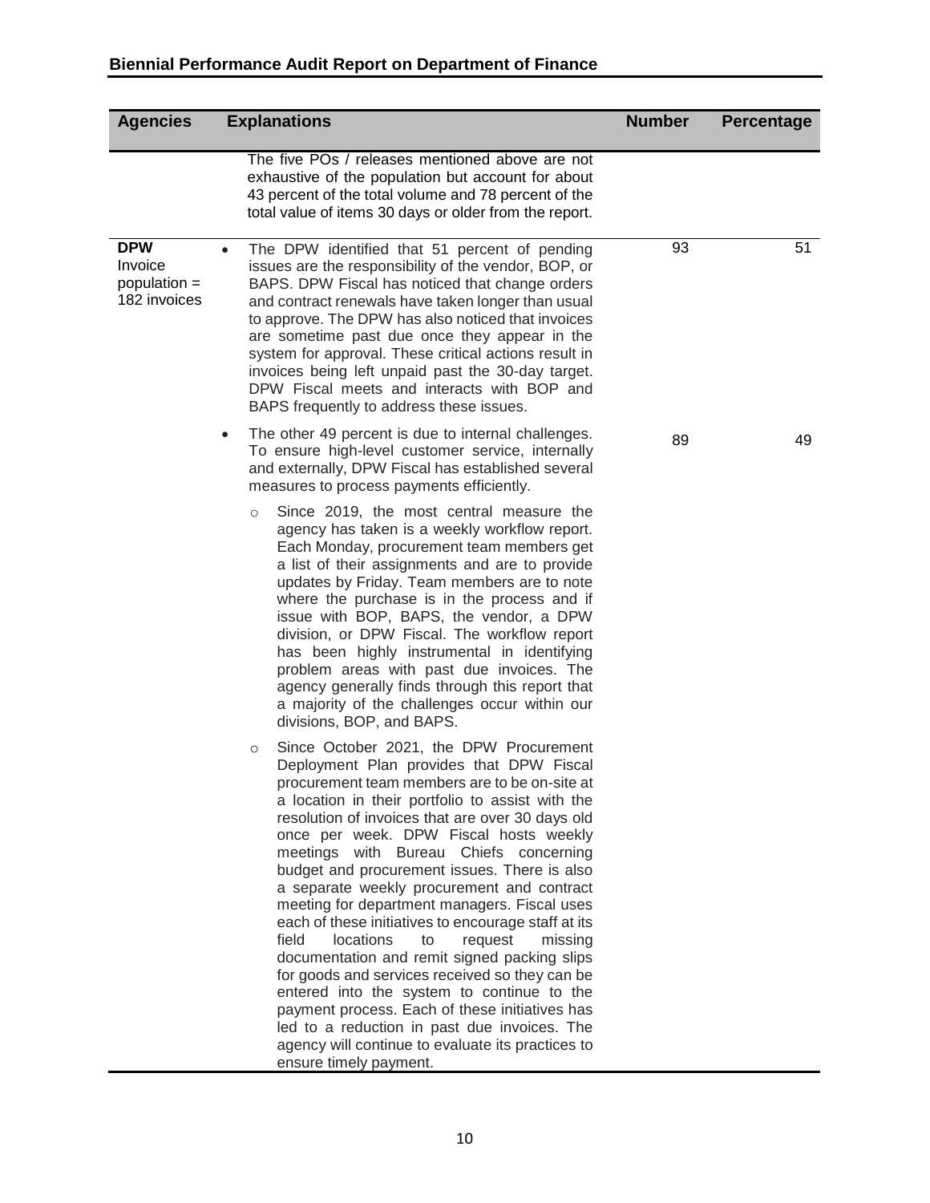| Agencies | Explanations | Number | Percentage |
|---|---|---|---|
| | The five POs / releases mentioned above are not exhaustive of the population but account for about 43 percent of the total volume and 78 percent of the total value of items 30 days or older from the report. | | |
| **DPW** Invoice population = 182 invoices | • The DPW identified that 51 percent of pending issues are the responsibility of the vendor, BOP, or BAPS. DPW Fiscal has noticed that change orders and contract renewals have taken longer than usual to approve. The DPW has also noticed that invoices are sometime past due once they appear in the system for approval. These critical actions result in invoices being left unpaid past the 30-day target. DPW Fiscal meets and interacts with BOP and BAPS frequently to address these issues. | 93 | 51 |
| | • The other 49 percent is due to internal challenges. To ensure high-level customer service, internally and externally, DPW Fiscal has established several measures to process payments efficiently.<br><br>○ Since 2019, the most central measure the agency has taken is a weekly workflow report. Each Monday, procurement team members get a list of their assignments and are to provide updates by Friday. Team members are to note where the purchase is in the process and if issue with BOP, BAPS, the vendor, a DPW division, or DPW Fiscal. The workflow report has been highly instrumental in identifying problem areas with past due invoices. The agency generally finds through this report that a majority of the challenges occur within our divisions, BOP, and BAPS.<br><br>○ Since October 2021, the DPW Procurement Deployment Plan provides that DPW Fiscal procurement team members are to be on-site at a location in their portfolio to assist with the resolution of invoices that are over 30 days old once per week. DPW Fiscal hosts weekly meetings with Bureau Chiefs concerning budget and procurement issues. There is also a separate weekly procurement and contract meeting for department managers. Fiscal uses each of these initiatives to encourage staff at its field locations to request missing documentation and remit signed packing slips for goods and services received so they can be entered into the system to continue to the payment process. Each of these initiatives has led to a reduction in past due invoices. The agency will continue to evaluate its practices to ensure timely payment. | 89 | 49 |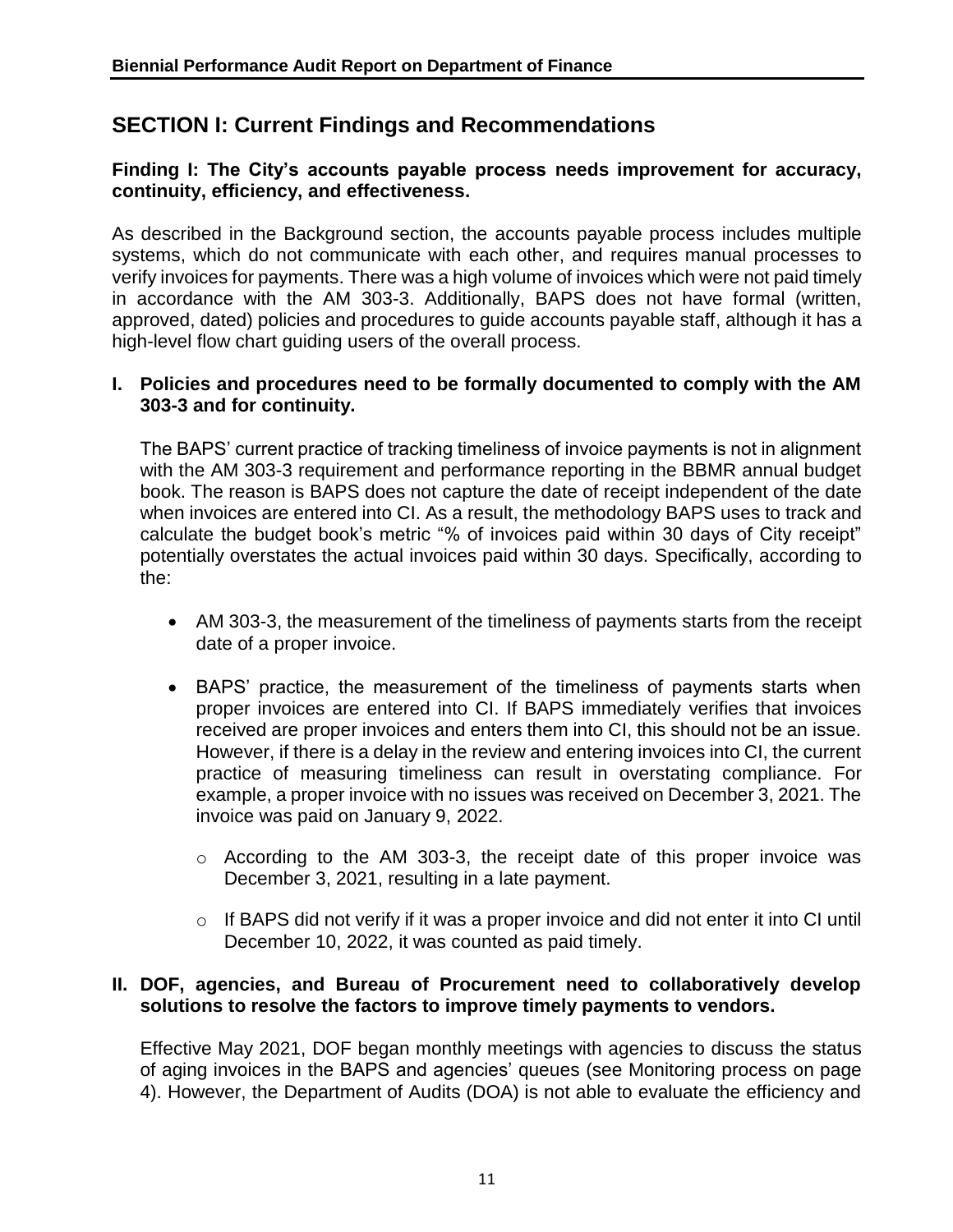## SECTION I: Current Findings and Recommendations

**Finding I: The City's accounts payable process needs improvement for accuracy, continuity, efficiency, and effectiveness.**

As described in the Background section, the accounts payable process includes multiple systems, which do not communicate with each other, and requires manual processes to verify invoices for payments. There was a high volume of invoices which were not paid timely in accordance with the AM 303-3. Additionally, BAPS does not have formal (written, approved, dated) policies and procedures to guide accounts payable staff, although it has a high-level flow chart guiding users of the overall process.

**I. Policies and procedures need to be formally documented to comply with the AM 303-3 and for continuity.**

The BAPS' current practice of tracking timeliness of invoice payments is not in alignment with the AM 303-3 requirement and performance reporting in the BBMR annual budget book. The reason is BAPS does not capture the date of receipt independent of the date when invoices are entered into CI. As a result, the methodology BAPS uses to track and calculate the budget book's metric "% of invoices paid within 30 days of City receipt" potentially overstates the actual invoices paid within 30 days. Specifically, according to the:

- AM 303-3, the measurement of the timeliness of payments starts from the receipt date of a proper invoice.
- BAPS' practice, the measurement of the timeliness of payments starts when proper invoices are entered into CI. If BAPS immediately verifies that invoices received are proper invoices and enters them into CI, this should not be an issue. However, if there is a delay in the review and entering invoices into CI, the current practice of measuring timeliness can result in overstating compliance. For example, a proper invoice with no issues was received on December 3, 2021. The invoice was paid on January 9, 2022.
    - According to the AM 303-3, the receipt date of this proper invoice was December 3, 2021, resulting in a late payment.
    - If BAPS did not verify if it was a proper invoice and did not enter it into CI until December 10, 2022, it was counted as paid timely.

**II. DOF, agencies, and Bureau of Procurement need to collaboratively develop solutions to resolve the factors to improve timely payments to vendors.**

Effective May 2021, DOF began monthly meetings with agencies to discuss the status of aging invoices in the BAPS and agencies' queues (see Monitoring process on page 4). However, the Department of Audits (DOA) is not able to evaluate the efficiency and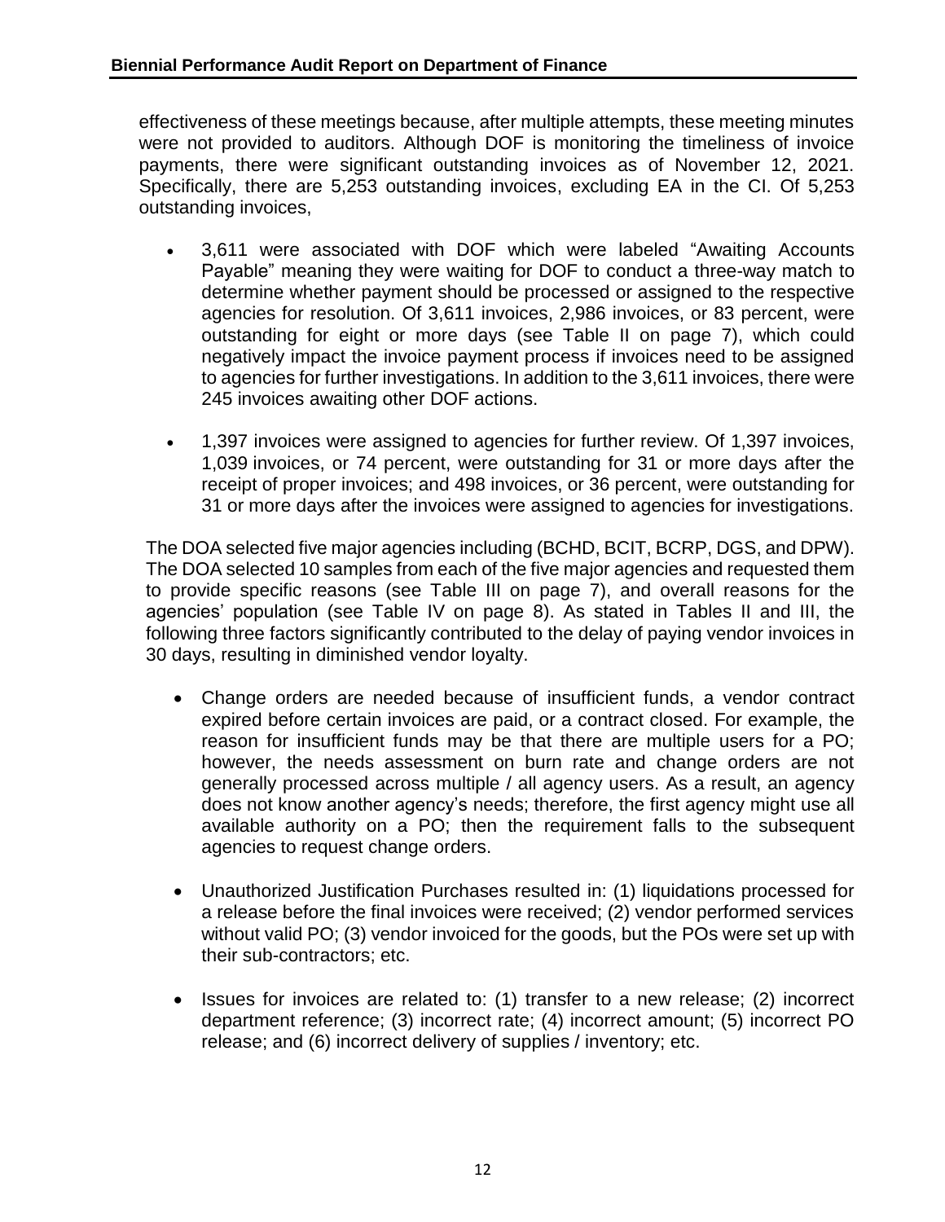effectiveness of these meetings because, after multiple attempts, these meeting minutes were not provided to auditors. Although DOF is monitoring the timeliness of invoice payments, there were significant outstanding invoices as of November 12, 2021. Specifically, there are 5,253 outstanding invoices, excluding EA in the CI. Of 5,253 outstanding invoices,

- 3,611 were associated with DOF which were labeled "Awaiting Accounts Payable" meaning they were waiting for DOF to conduct a three-way match to determine whether payment should be processed or assigned to the respective agencies for resolution. Of 3,611 invoices, 2,986 invoices, or 83 percent, were outstanding for eight or more days (see Table II on page 7), which could negatively impact the invoice payment process if invoices need to be assigned to agencies for further investigations. In addition to the 3,611 invoices, there were 245 invoices awaiting other DOF actions.

- 1,397 invoices were assigned to agencies for further review. Of 1,397 invoices, 1,039 invoices, or 74 percent, were outstanding for 31 or more days after the receipt of proper invoices; and 498 invoices, or 36 percent, were outstanding for 31 or more days after the invoices were assigned to agencies for investigations.

The DOA selected five major agencies including (BCHD, BCIT, BCRP, DGS, and DPW). The DOA selected 10 samples from each of the five major agencies and requested them to provide specific reasons (see Table III on page 7), and overall reasons for the agencies' population (see Table IV on page 8). As stated in Tables II and III, the following three factors significantly contributed to the delay of paying vendor invoices in 30 days, resulting in diminished vendor loyalty.

- Change orders are needed because of insufficient funds, a vendor contract expired before certain invoices are paid, or a contract closed. For example, the reason for insufficient funds may be that there are multiple users for a PO; however, the needs assessment on burn rate and change orders are not generally processed across multiple / all agency users. As a result, an agency does not know another agency's needs; therefore, the first agency might use all available authority on a PO; then the requirement falls to the subsequent agencies to request change orders.

- Unauthorized Justification Purchases resulted in: (1) liquidations processed for a release before the final invoices were received; (2) vendor performed services without valid PO; (3) vendor invoiced for the goods, but the POs were set up with their sub-contractors; etc.

- Issues for invoices are related to: (1) transfer to a new release; (2) incorrect department reference; (3) incorrect rate; (4) incorrect amount; (5) incorrect PO release; and (6) incorrect delivery of supplies / inventory; etc.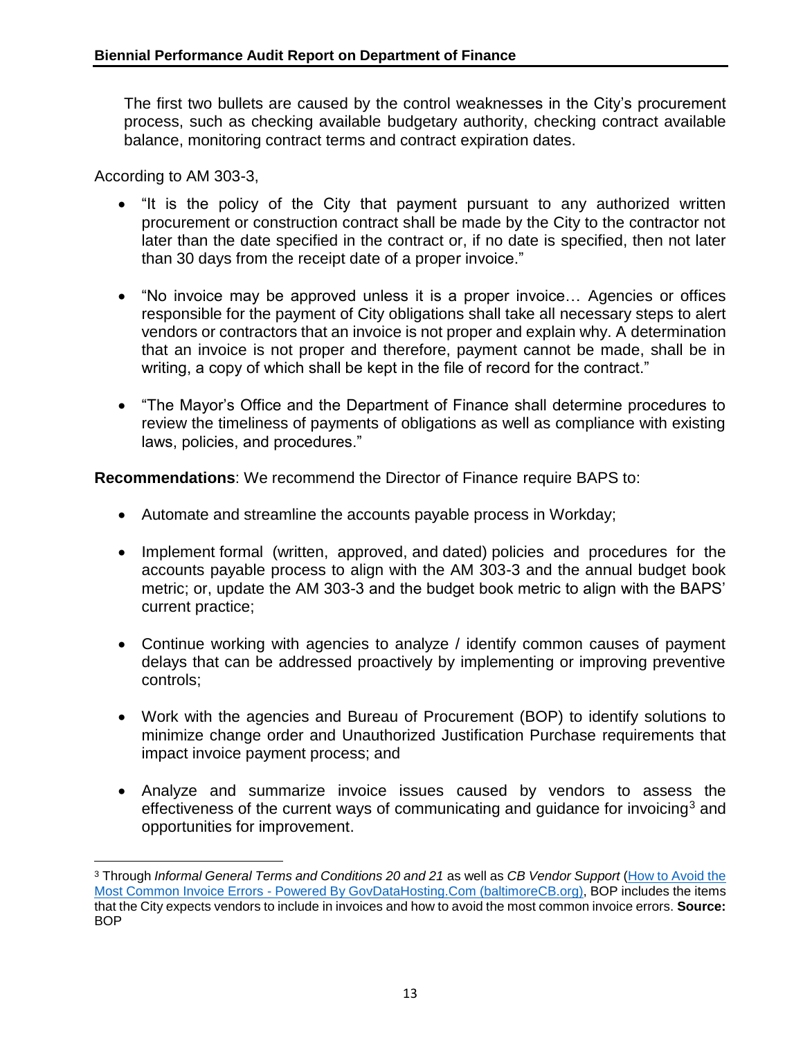The first two bullets are caused by the control weaknesses in the City's procurement process, such as checking available budgetary authority, checking contract available balance, monitoring contract terms and contract expiration dates.

According to AM 303-3,

- "It is the policy of the City that payment pursuant to any authorized written procurement or construction contract shall be made by the City to the contractor not later than the date specified in the contract or, if no date is specified, then not later than 30 days from the receipt date of a proper invoice."

- "No invoice may be approved unless it is a proper invoice… Agencies or offices responsible for the payment of City obligations shall take all necessary steps to alert vendors or contractors that an invoice is not proper and explain why. A determination that an invoice is not proper and therefore, payment cannot be made, shall be in writing, a copy of which shall be kept in the file of record for the contract."

- "The Mayor's Office and the Department of Finance shall determine procedures to review the timeliness of payments of obligations as well as compliance with existing laws, policies, and procedures."

**Recommendations**: We recommend the Director of Finance require BAPS to:

- Automate and streamline the accounts payable process in Workday;

- Implement formal (written, approved, and dated) policies and procedures for the accounts payable process to align with the AM 303-3 and the annual budget book metric; or, update the AM 303-3 and the budget book metric to align with the BAPS' current practice;

- Continue working with agencies to analyze / identify common causes of payment delays that can be addressed proactively by implementing or improving preventive controls;

- Work with the agencies and Bureau of Procurement (BOP) to identify solutions to minimize change order and Unauthorized Justification Purchase requirements that impact invoice payment process; and

- Analyze and summarize invoice issues caused by vendors to assess the effectiveness of the current ways of communicating and guidance for invoicing[3] and opportunities for improvement.

---

[3] Through *Informal General Terms and Conditions 20 and 21* as well as *CB Vendor Support* (How to Avoid the Most Common Invoice Errors - Powered By GovDataHosting.Com (baltimoreCB.org), BOP includes the items that the City expects vendors to include in invoices and how to avoid the most common invoice errors. **Source:** BOP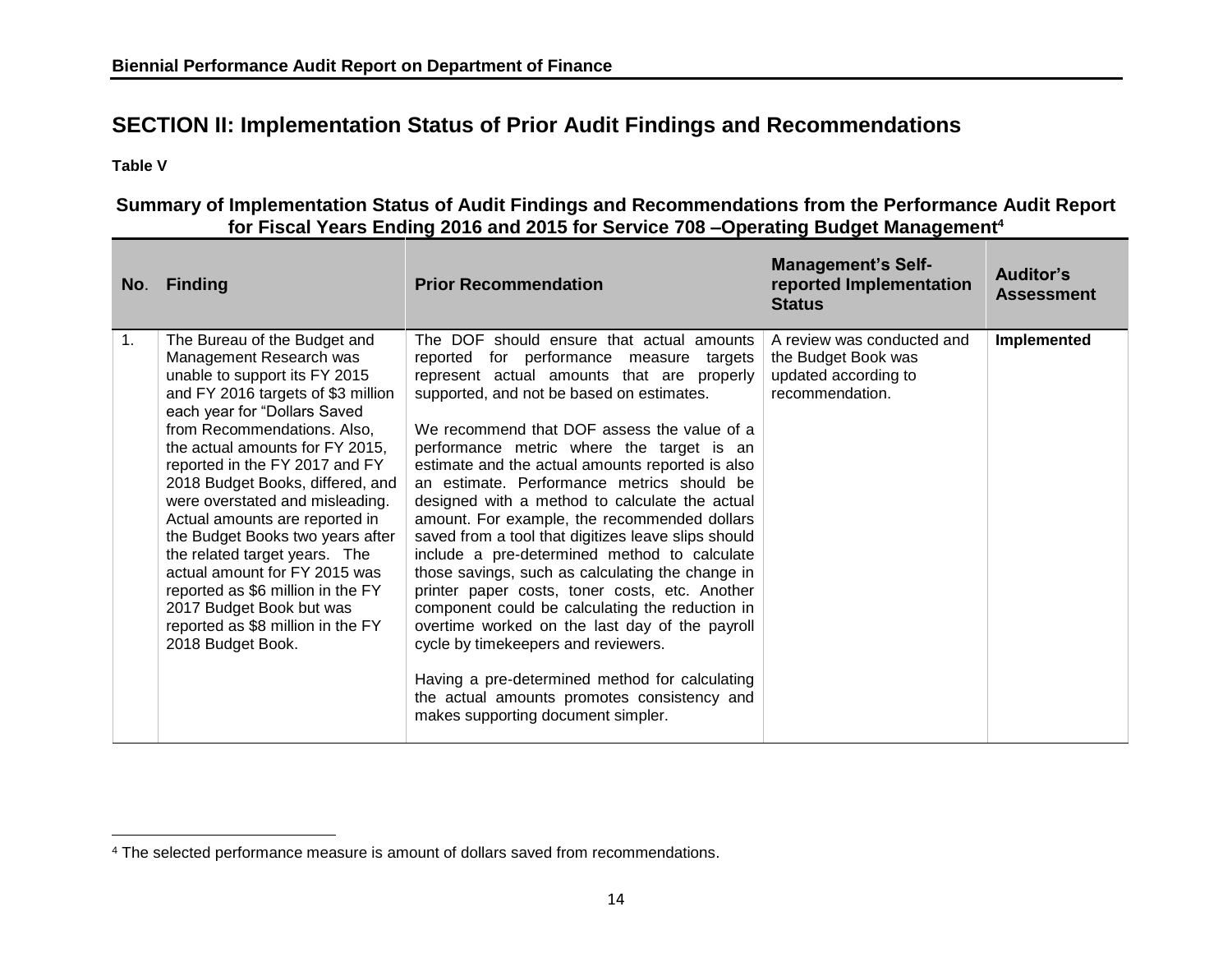## SECTION II: Implementation Status of Prior Audit Findings and Recommendations

**Table V**

### Summary of Implementation Status of Audit Findings and Recommendations from the Performance Audit Report for Fiscal Years Ending 2016 and 2015 for Service 708 –Operating Budget Management[4]

| No. | Finding | Prior Recommendation | Management's Self-reported Implementation Status | Auditor's Assessment |
|---|---|---|---|---|
| 1. | The Bureau of the Budget and Management Research was unable to support its FY 2015 and FY 2016 targets of $3 million each year for "Dollars Saved from Recommendations. Also, the actual amounts for FY 2015, reported in the FY 2017 and FY 2018 Budget Books, differed, and were overstated and misleading. Actual amounts are reported in the Budget Books two years after the related target years. The actual amount for FY 2015 was reported as $6 million in the FY 2017 Budget Book but was reported as $8 million in the FY 2018 Budget Book. | The DOF should ensure that actual amounts reported for performance measure targets represent actual amounts that are properly supported, and not be based on estimates.<br><br>We recommend that DOF assess the value of a performance metric where the target is an estimate and the actual amounts reported is also an estimate. Performance metrics should be designed with a method to calculate the actual amount. For example, the recommended dollars saved from a tool that digitizes leave slips should include a pre-determined method to calculate those savings, such as calculating the change in printer paper costs, toner costs, etc. Another component could be calculating the reduction in overtime worked on the last day of the payroll cycle by timekeepers and reviewers.<br><br>Having a pre-determined method for calculating the actual amounts promotes consistency and makes supporting document simpler. | A review was conducted and the Budget Book was updated according to recommendation. | **Implemented** |

[4] The selected performance measure is amount of dollars saved from recommendations.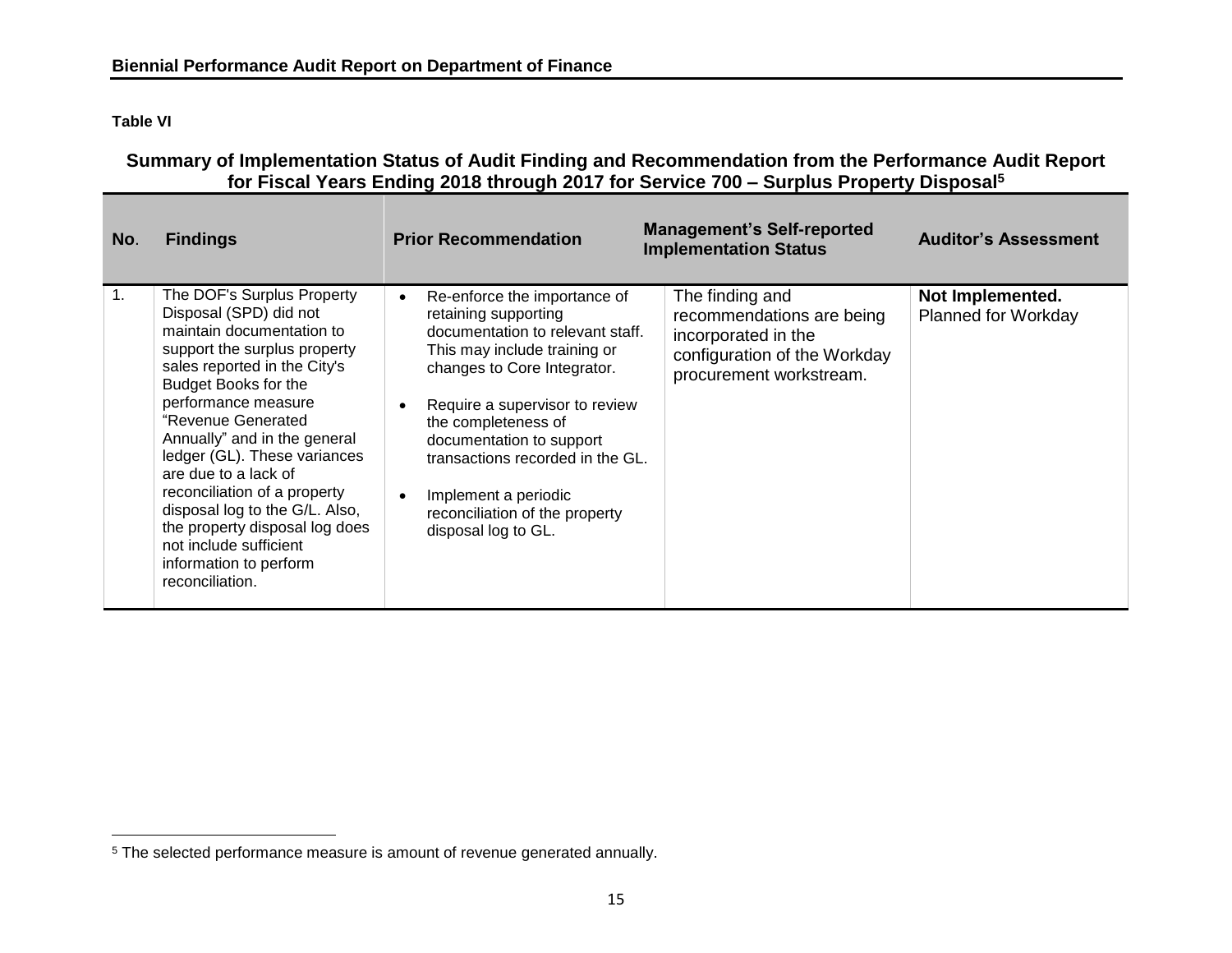**Table VI**

## Summary of Implementation Status of Audit Finding and Recommendation from the Performance Audit Report for Fiscal Years Ending 2018 through 2017 for Service 700 – Surplus Property Disposal[5]

| No. | Findings | Prior Recommendation | Management's Self-reported Implementation Status | Auditor's Assessment |
|---|---|---|---|---|
| 1. | The DOF's Surplus Property Disposal (SPD) did not maintain documentation to support the surplus property sales reported in the City's Budget Books for the performance measure "Revenue Generated Annually" and in the general ledger (GL). These variances are due to a lack of reconciliation of a property disposal log to the G/L. Also, the property disposal log does not include sufficient information to perform reconciliation. | • Re-enforce the importance of retaining supporting documentation to relevant staff. This may include training or changes to Core Integrator.<br>• Require a supervisor to review the completeness of documentation to support transactions recorded in the GL.<br>• Implement a periodic reconciliation of the property disposal log to GL. | The finding and recommendations are being incorporated in the configuration of the Workday procurement workstream. | **Not Implemented.** Planned for Workday |

[5] The selected performance measure is amount of revenue generated annually.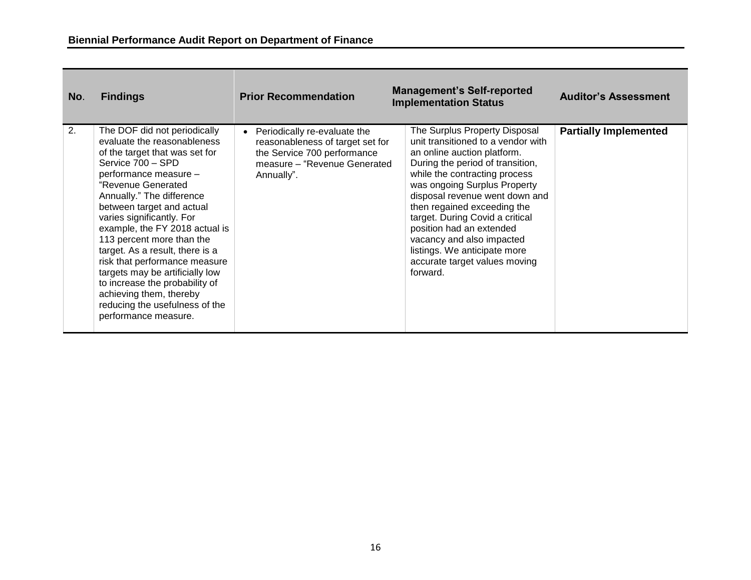| No. | Findings | Prior Recommendation | Management's Self-reported Implementation Status | Auditor's Assessment |
|---|---|---|---|---|
| 2. | The DOF did not periodically evaluate the reasonableness of the target that was set for Service 700 – SPD performance measure – "Revenue Generated Annually." The difference between target and actual varies significantly. For example, the FY 2018 actual is 113 percent more than the target. As a result, there is a risk that performance measure targets may be artificially low to increase the probability of achieving them, thereby reducing the usefulness of the performance measure. | • Periodically re-evaluate the reasonableness of target set for the Service 700 performance measure – "Revenue Generated Annually". | The Surplus Property Disposal unit transitioned to a vendor with an online auction platform. During the period of transition, while the contracting process was ongoing Surplus Property disposal revenue went down and then regained exceeding the target. During Covid a critical position had an extended vacancy and also impacted listings. We anticipate more accurate target values moving forward. | **Partially Implemented** |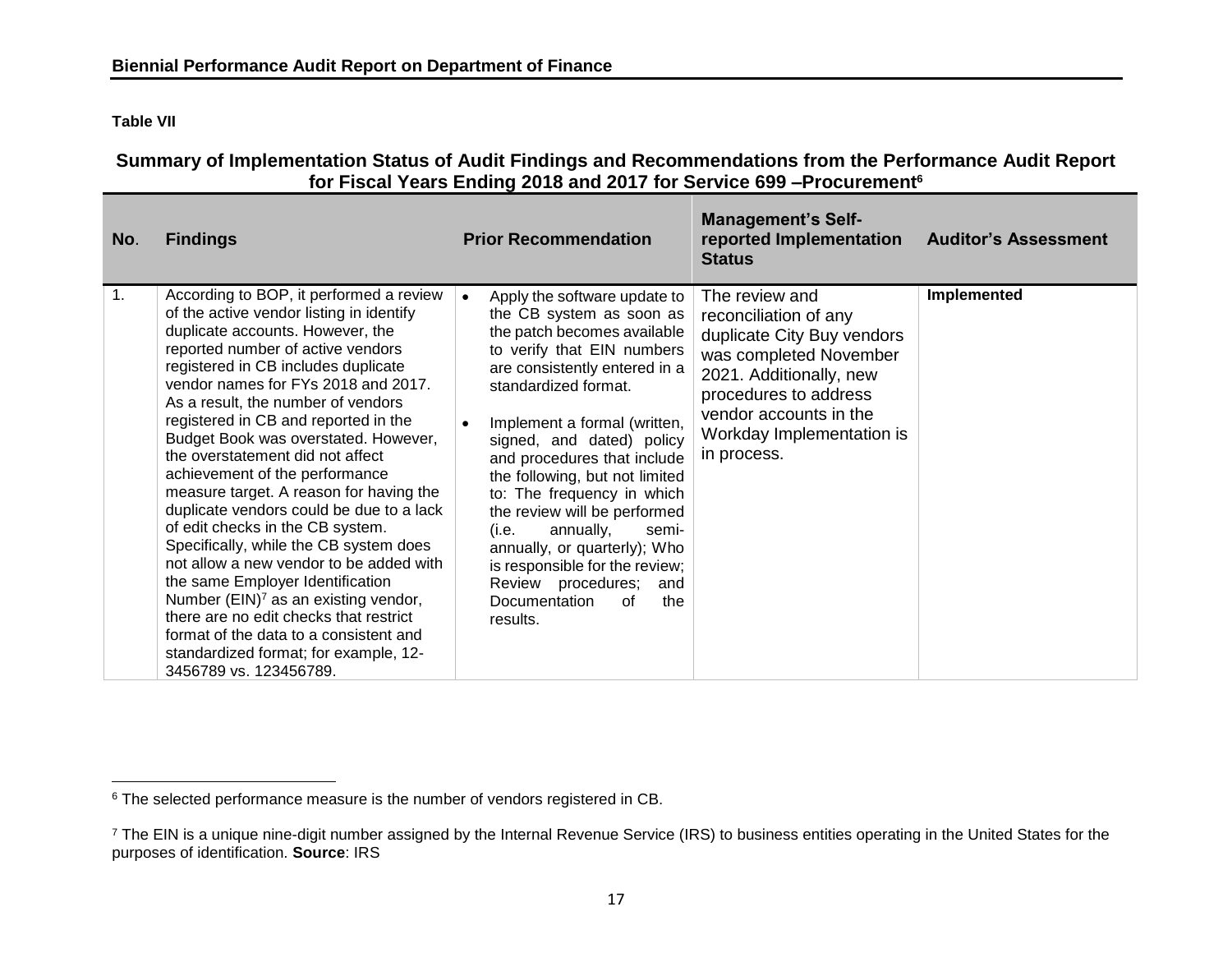**Table VII**

## Summary of Implementation Status of Audit Findings and Recommendations from the Performance Audit Report for Fiscal Years Ending 2018 and 2017 for Service 699 –Procurement[6]

| No. | Findings | Prior Recommendation | Management's Self-reported Implementation Status | Auditor's Assessment |
|---|---|---|---|---|
| 1. | According to BOP, it performed a review of the active vendor listing in identify duplicate accounts. However, the reported number of active vendors registered in CB includes duplicate vendor names for FYs 2018 and 2017. As a result, the number of vendors registered in CB and reported in the Budget Book was overstated. However, the overstatement did not affect achievement of the performance measure target. A reason for having the duplicate vendors could be due to a lack of edit checks in the CB system. Specifically, while the CB system does not allow a new vendor to be added with the same Employer Identification Number (EIN)[7] as an existing vendor, there are no edit checks that restrict format of the data to a consistent and standardized format; for example, 12-3456789 vs. 123456789. | • Apply the software update to the CB system as soon as the patch becomes available to verify that EIN numbers are consistently entered in a standardized format.<br><br>• Implement a formal (written, signed, and dated) policy and procedures that include the following, but not limited to: The frequency in which the review will be performed (i.e. annually, semi-annually, or quarterly); Who is responsible for the review; Review procedures; and Documentation of the results. | The review and reconciliation of any duplicate City Buy vendors was completed November 2021. Additionally, new procedures to address vendor accounts in the Workday Implementation is in process. | **Implemented** |

[6] The selected performance measure is the number of vendors registered in CB.

[7] The EIN is a unique nine-digit number assigned by the Internal Revenue Service (IRS) to business entities operating in the United States for the purposes of identification. **Source**: IRS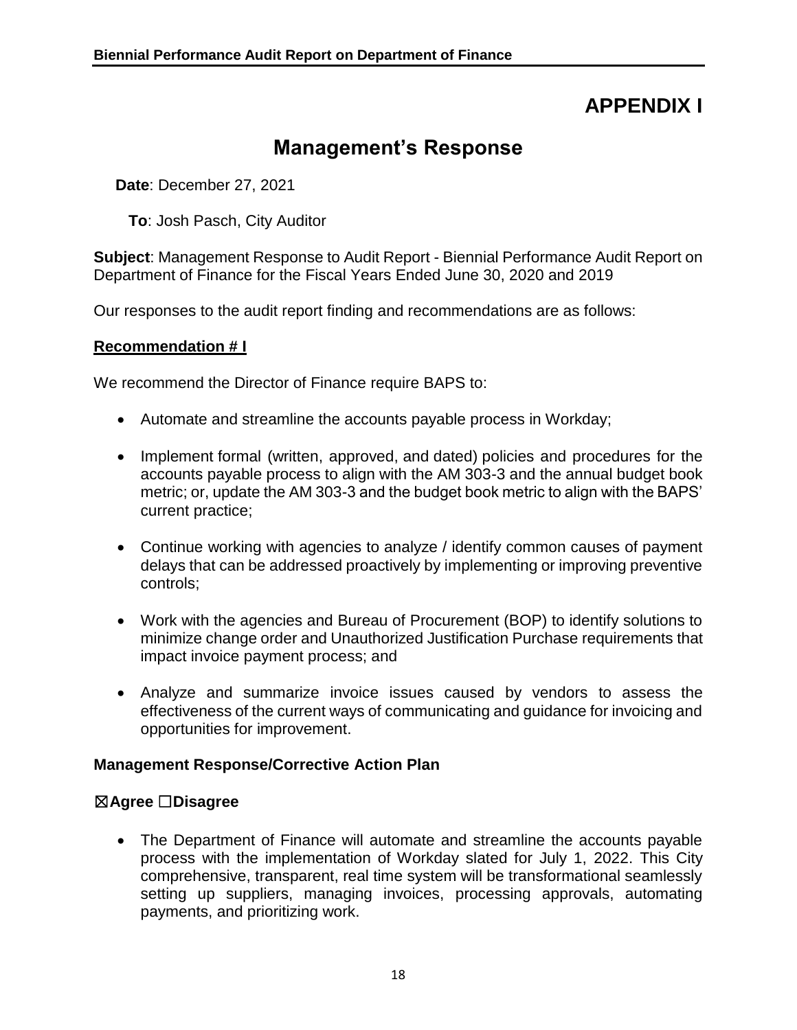# APPENDIX I

## Management's Response

**Date**: December 27, 2021

**To**: Josh Pasch, City Auditor

**Subject**: Management Response to Audit Report - Biennial Performance Audit Report on Department of Finance for the Fiscal Years Ended June 30, 2020 and 2019

Our responses to the audit report finding and recommendations are as follows:

**Recommendation # I**

We recommend the Director of Finance require BAPS to:

- Automate and streamline the accounts payable process in Workday;
- Implement formal (written, approved, and dated) policies and procedures for the accounts payable process to align with the AM 303-3 and the annual budget book metric; or, update the AM 303-3 and the budget book metric to align with the BAPS' current practice;
- Continue working with agencies to analyze / identify common causes of payment delays that can be addressed proactively by implementing or improving preventive controls;
- Work with the agencies and Bureau of Procurement (BOP) to identify solutions to minimize change order and Unauthorized Justification Purchase requirements that impact invoice payment process; and
- Analyze and summarize invoice issues caused by vendors to assess the effectiveness of the current ways of communicating and guidance for invoicing and opportunities for improvement.

**Management Response/Corrective Action Plan**

**☒Agree ☐Disagree**

- The Department of Finance will automate and streamline the accounts payable process with the implementation of Workday slated for July 1, 2022. This City comprehensive, transparent, real time system will be transformational seamlessly setting up suppliers, managing invoices, processing approvals, automating payments, and prioritizing work.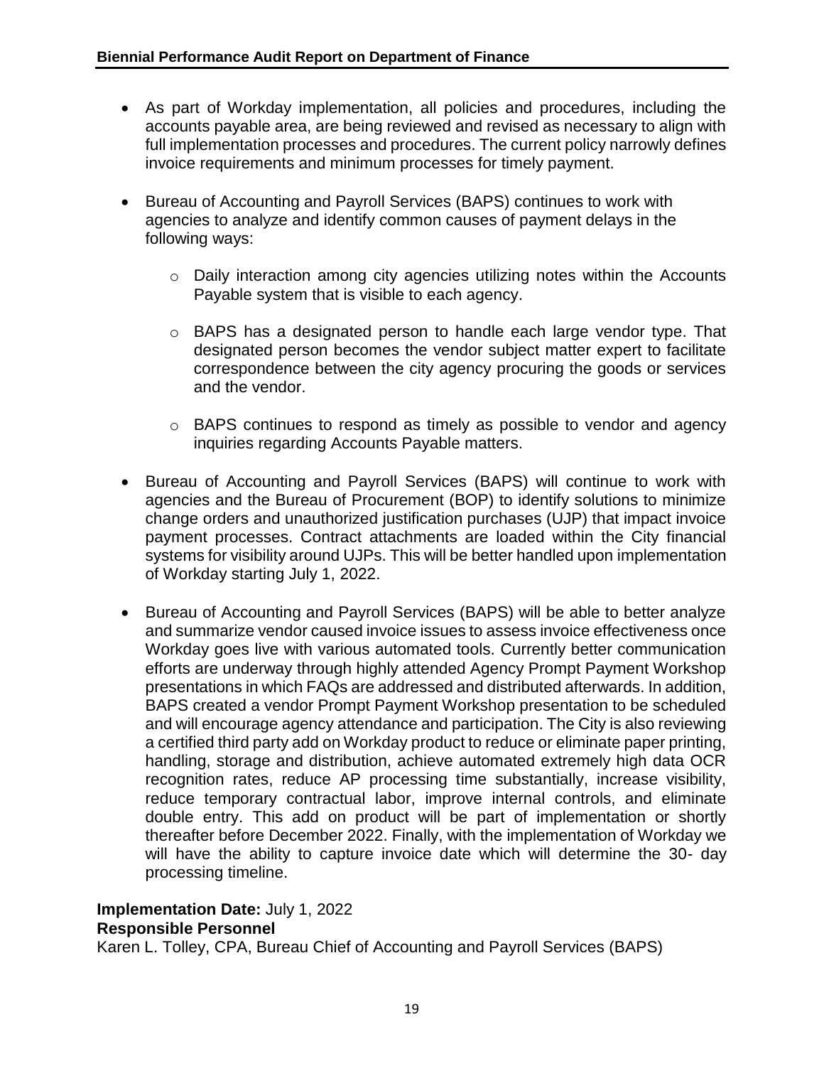- As part of Workday implementation, all policies and procedures, including the accounts payable area, are being reviewed and revised as necessary to align with full implementation processes and procedures. The current policy narrowly defines invoice requirements and minimum processes for timely payment.

- Bureau of Accounting and Payroll Services (BAPS) continues to work with agencies to analyze and identify common causes of payment delays in the following ways:

  - Daily interaction among city agencies utilizing notes within the Accounts Payable system that is visible to each agency.

  - BAPS has a designated person to handle each large vendor type. That designated person becomes the vendor subject matter expert to facilitate correspondence between the city agency procuring the goods or services and the vendor.

  - BAPS continues to respond as timely as possible to vendor and agency inquiries regarding Accounts Payable matters.

- Bureau of Accounting and Payroll Services (BAPS) will continue to work with agencies and the Bureau of Procurement (BOP) to identify solutions to minimize change orders and unauthorized justification purchases (UJP) that impact invoice payment processes. Contract attachments are loaded within the City financial systems for visibility around UJPs. This will be better handled upon implementation of Workday starting July 1, 2022.

- Bureau of Accounting and Payroll Services (BAPS) will be able to better analyze and summarize vendor caused invoice issues to assess invoice effectiveness once Workday goes live with various automated tools. Currently better communication efforts are underway through highly attended Agency Prompt Payment Workshop presentations in which FAQs are addressed and distributed afterwards. In addition, BAPS created a vendor Prompt Payment Workshop presentation to be scheduled and will encourage agency attendance and participation. The City is also reviewing a certified third party add on Workday product to reduce or eliminate paper printing, handling, storage and distribution, achieve automated extremely high data OCR recognition rates, reduce AP processing time substantially, increase visibility, reduce temporary contractual labor, improve internal controls, and eliminate double entry. This add on product will be part of implementation or shortly thereafter before December 2022. Finally, with the implementation of Workday we will have the ability to capture invoice date which will determine the 30- day processing timeline.

**Implementation Date:** July 1, 2022

**Responsible Personnel**

Karen L. Tolley, CPA, Bureau Chief of Accounting and Payroll Services (BAPS)